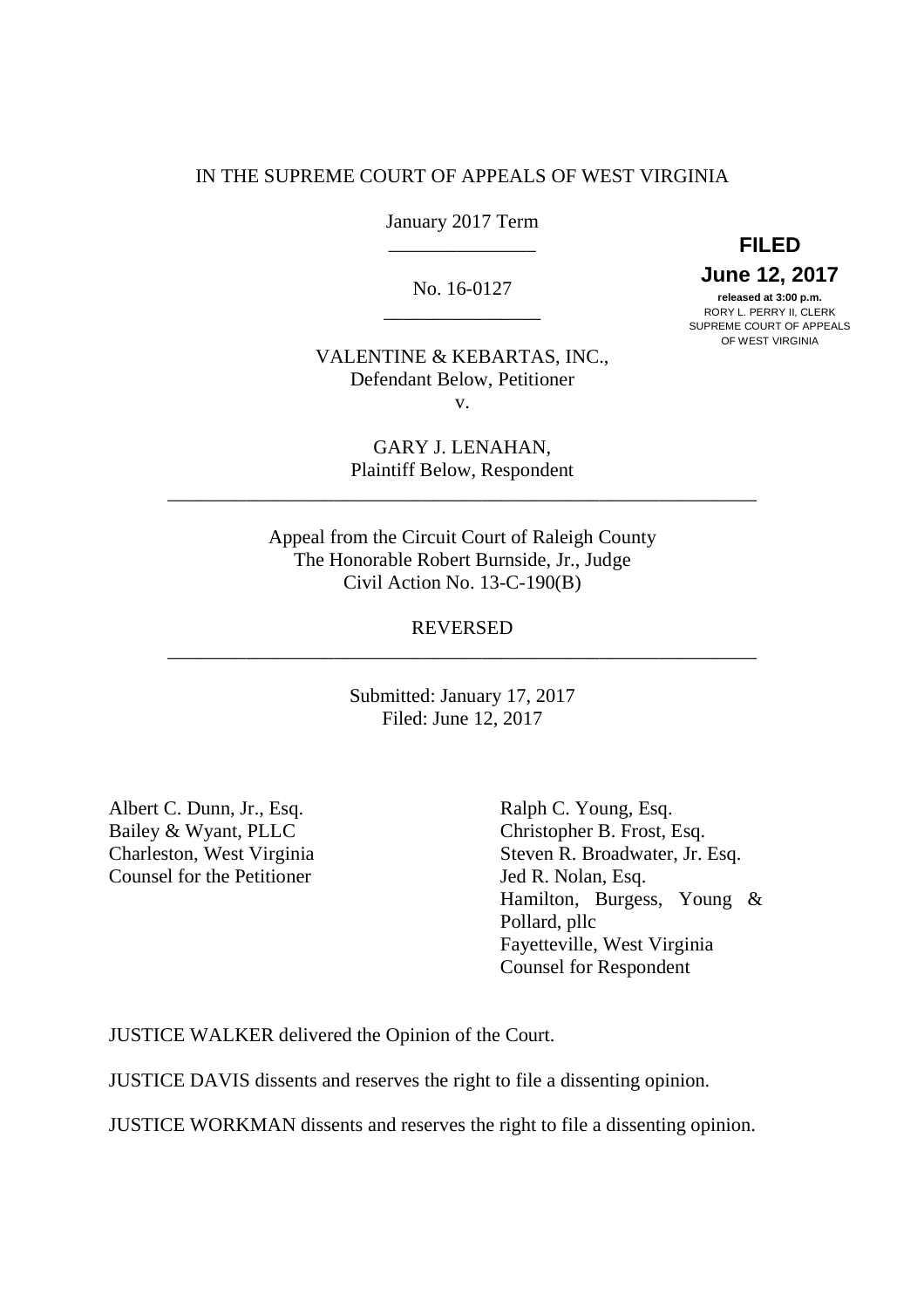IN THE SUPREME COURT OF APPEALS OF WEST VIRGINIA

January 2017 Term

\_\_\_\_\_\_\_\_\_\_\_\_\_\_\_

No. 16-0127

\_\_\_\_\_\_\_\_\_\_\_\_\_\_\_

**FILED**
**June 12, 2017**
**released at 3:00 p.m.**
RORY L. PERRY II, CLERK
SUPREME COURT OF APPEALS
OF WEST VIRGINIA

VALENTINE & KEBARTAS, INC.,
Defendant Below, Petitioner

v.

GARY J. LENAHAN,
Plaintiff Below, Respondent

---

Appeal from the Circuit Court of Raleigh County
The Honorable Robert Burnside, Jr., Judge
Civil Action No. 13-C-190(B)

REVERSED

---

Submitted: January 17, 2017
Filed: June 12, 2017

Albert C. Dunn, Jr., Esq.
Bailey & Wyant, PLLC
Charleston, West Virginia
Counsel for the Petitioner

Ralph C. Young, Esq.
Christopher B. Frost, Esq.
Steven R. Broadwater, Jr. Esq.
Jed R. Nolan, Esq.
Hamilton, Burgess, Young & Pollard, pllc
Fayetteville, West Virginia
Counsel for Respondent

JUSTICE WALKER delivered the Opinion of the Court.

JUSTICE DAVIS dissents and reserves the right to file a dissenting opinion.

JUSTICE WORKMAN dissents and reserves the right to file a dissenting opinion.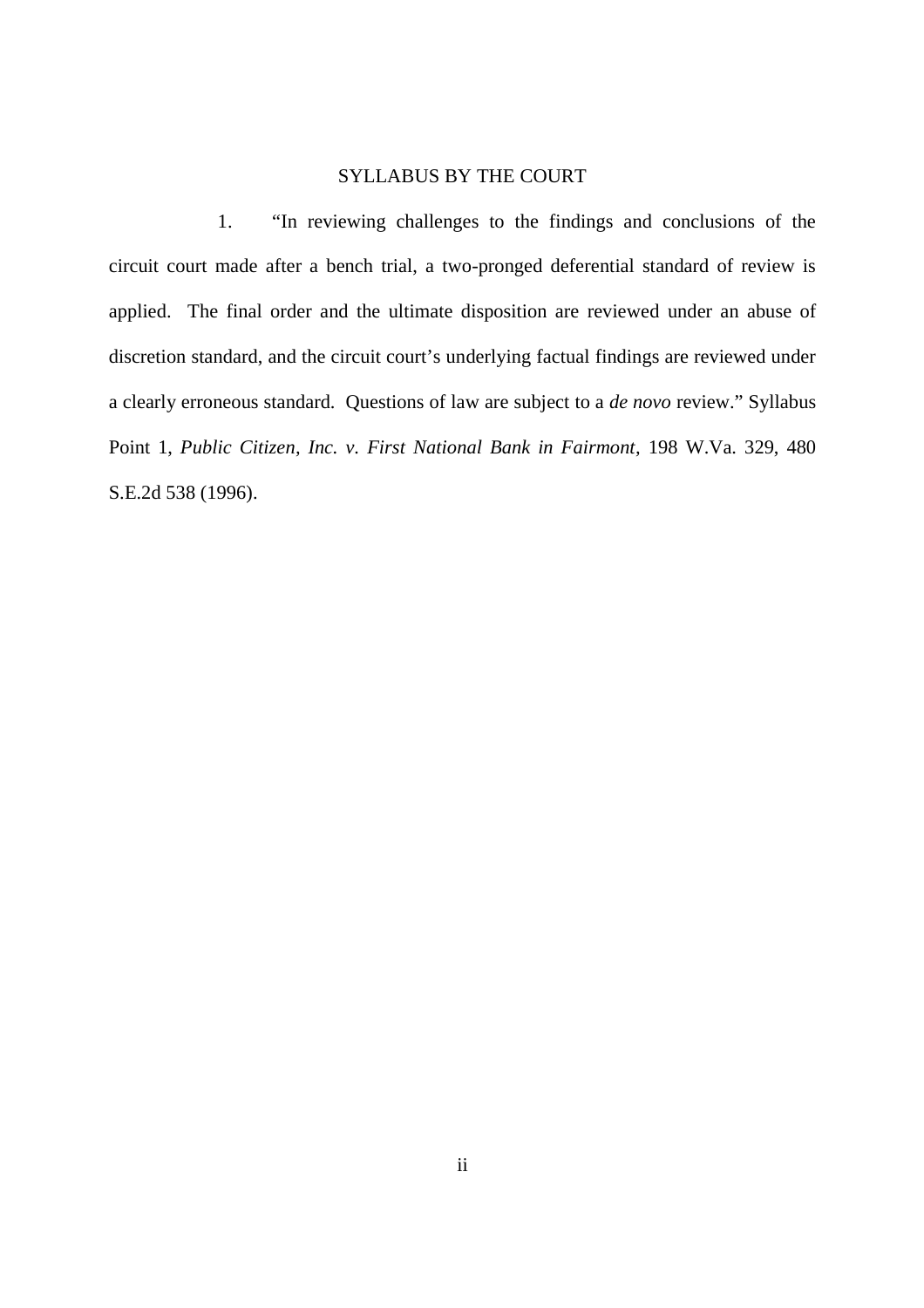# SYLLABUS BY THE COURT

1. "In reviewing challenges to the findings and conclusions of the circuit court made after a bench trial, a two-pronged deferential standard of review is applied. The final order and the ultimate disposition are reviewed under an abuse of discretion standard, and the circuit court's underlying factual findings are reviewed under a clearly erroneous standard. Questions of law are subject to a *de novo* review." Syllabus Point 1, *Public Citizen, Inc. v. First National Bank in Fairmont,* 198 W.Va. 329, 480 S.E.2d 538 (1996).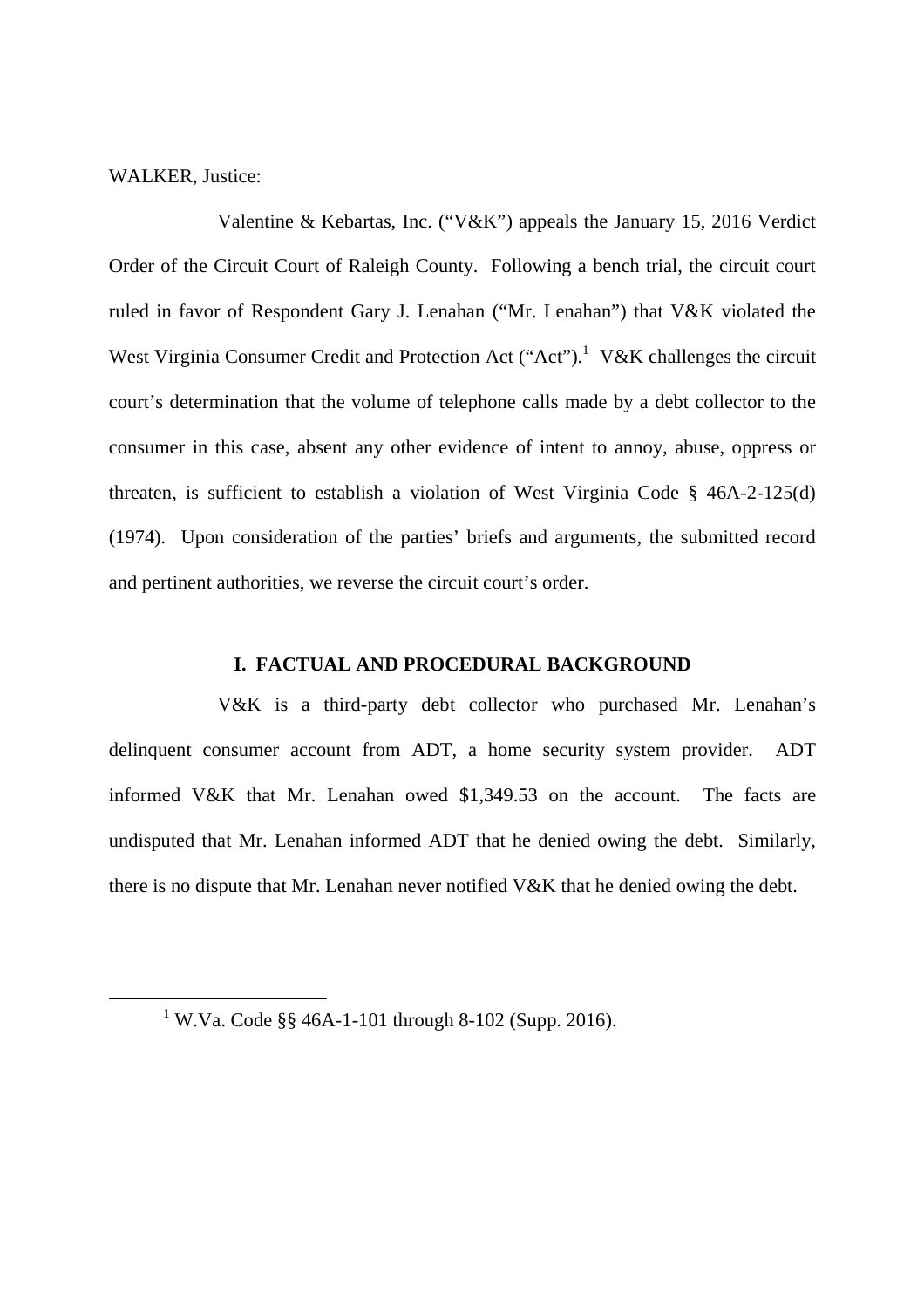WALKER, Justice:

Valentine & Kebartas, Inc. ("V&K") appeals the January 15, 2016 Verdict Order of the Circuit Court of Raleigh County. Following a bench trial, the circuit court ruled in favor of Respondent Gary J. Lenahan ("Mr. Lenahan") that V&K violated the West Virginia Consumer Credit and Protection Act ("Act").[1] V&K challenges the circuit court's determination that the volume of telephone calls made by a debt collector to the consumer in this case, absent any other evidence of intent to annoy, abuse, oppress or threaten, is sufficient to establish a violation of West Virginia Code § 46A-2-125(d) (1974). Upon consideration of the parties' briefs and arguments, the submitted record and pertinent authorities, we reverse the circuit court's order.

## I. FACTUAL AND PROCEDURAL BACKGROUND

V&K is a third-party debt collector who purchased Mr. Lenahan's delinquent consumer account from ADT, a home security system provider. ADT informed V&K that Mr. Lenahan owed $1,349.53 on the account. The facts are undisputed that Mr. Lenahan informed ADT that he denied owing the debt. Similarly, there is no dispute that Mr. Lenahan never notified V&K that he denied owing the debt.

---

[1] W.Va. Code §§ 46A-1-101 through 8-102 (Supp. 2016).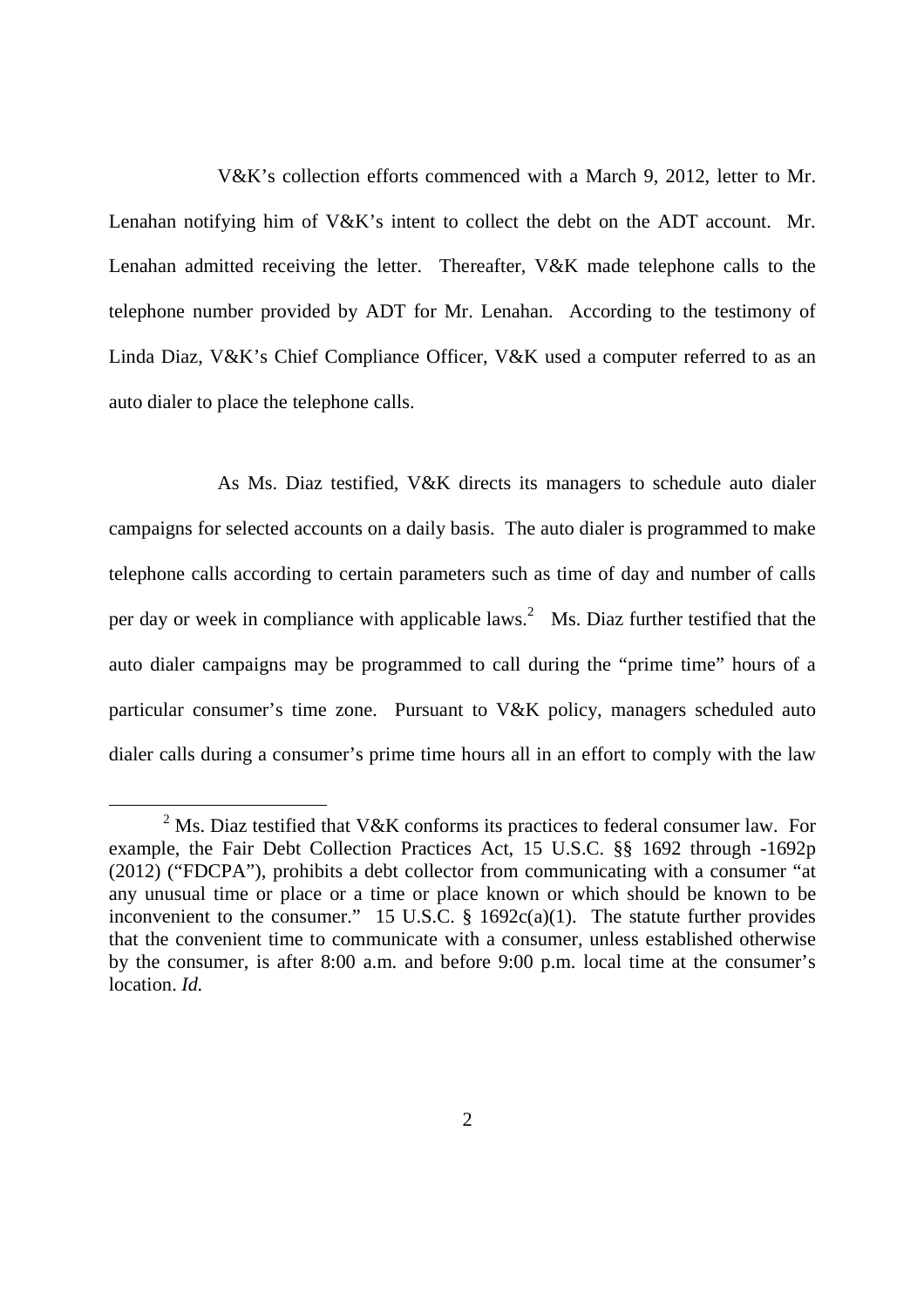V&K's collection efforts commenced with a March 9, 2012, letter to Mr. Lenahan notifying him of V&K's intent to collect the debt on the ADT account. Mr. Lenahan admitted receiving the letter. Thereafter, V&K made telephone calls to the telephone number provided by ADT for Mr. Lenahan. According to the testimony of Linda Diaz, V&K's Chief Compliance Officer, V&K used a computer referred to as an auto dialer to place the telephone calls.

As Ms. Diaz testified, V&K directs its managers to schedule auto dialer campaigns for selected accounts on a daily basis. The auto dialer is programmed to make telephone calls according to certain parameters such as time of day and number of calls per day or week in compliance with applicable laws.[2] Ms. Diaz further testified that the auto dialer campaigns may be programmed to call during the "prime time" hours of a particular consumer's time zone. Pursuant to V&K policy, managers scheduled auto dialer calls during a consumer's prime time hours all in an effort to comply with the law

---

[2] Ms. Diaz testified that V&K conforms its practices to federal consumer law. For example, the Fair Debt Collection Practices Act, 15 U.S.C. §§ 1692 through -1692p (2012) ("FDCPA"), prohibits a debt collector from communicating with a consumer "at any unusual time or place or a time or place known or which should be known to be inconvenient to the consumer." 15 U.S.C. § 1692c(a)(1). The statute further provides that the convenient time to communicate with a consumer, unless established otherwise by the consumer, is after 8:00 a.m. and before 9:00 p.m. local time at the consumer's location. *Id.*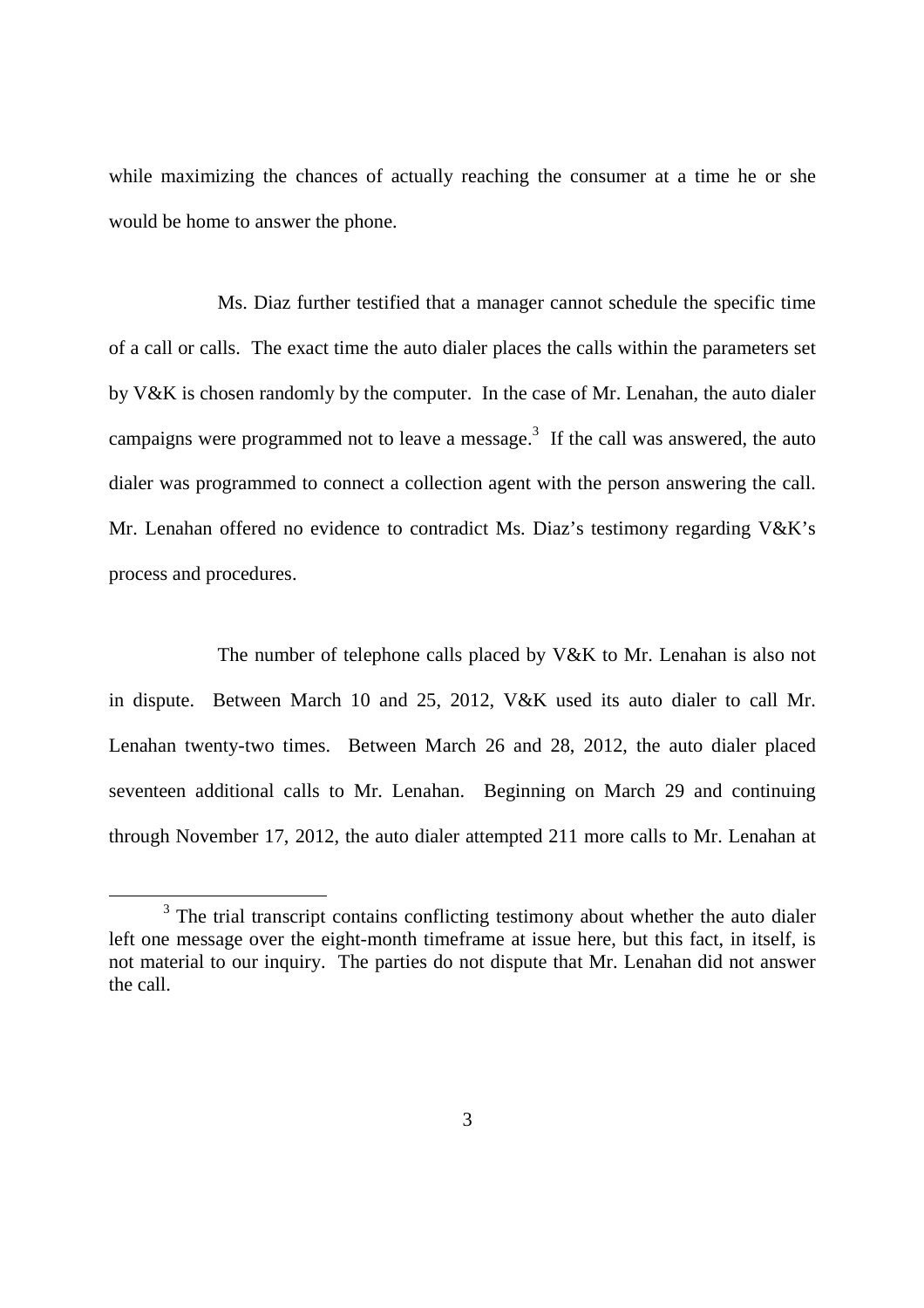while maximizing the chances of actually reaching the consumer at a time he or she would be home to answer the phone.

Ms. Diaz further testified that a manager cannot schedule the specific time of a call or calls. The exact time the auto dialer places the calls within the parameters set by V&K is chosen randomly by the computer. In the case of Mr. Lenahan, the auto dialer campaigns were programmed not to leave a message.[3] If the call was answered, the auto dialer was programmed to connect a collection agent with the person answering the call. Mr. Lenahan offered no evidence to contradict Ms. Diaz's testimony regarding V&K's process and procedures.

The number of telephone calls placed by V&K to Mr. Lenahan is also not in dispute. Between March 10 and 25, 2012, V&K used its auto dialer to call Mr. Lenahan twenty-two times. Between March 26 and 28, 2012, the auto dialer placed seventeen additional calls to Mr. Lenahan. Beginning on March 29 and continuing through November 17, 2012, the auto dialer attempted 211 more calls to Mr. Lenahan at

[3] The trial transcript contains conflicting testimony about whether the auto dialer left one message over the eight-month timeframe at issue here, but this fact, in itself, is not material to our inquiry. The parties do not dispute that Mr. Lenahan did not answer the call.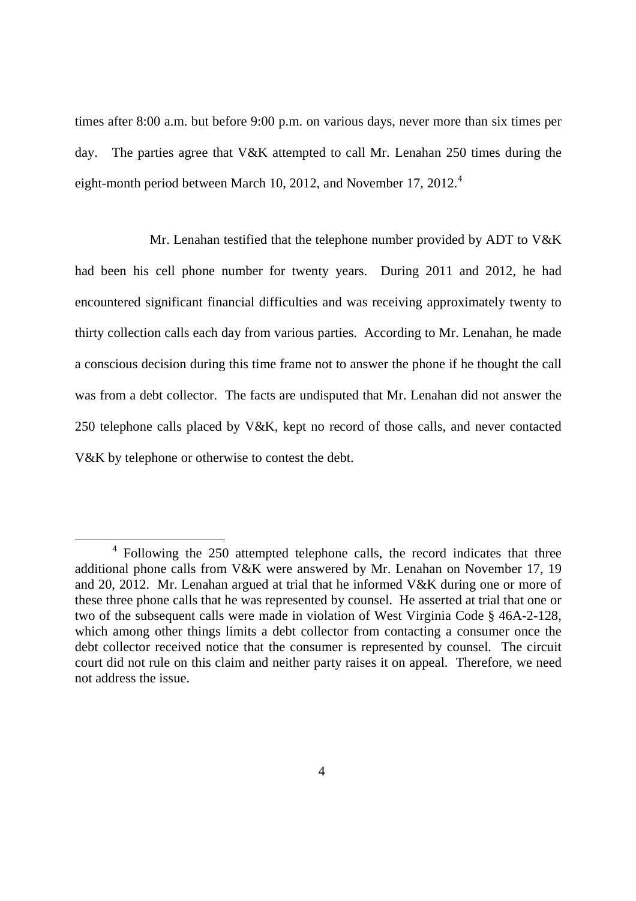times after 8:00 a.m. but before 9:00 p.m. on various days, never more than six times per day. The parties agree that V&K attempted to call Mr. Lenahan 250 times during the eight-month period between March 10, 2012, and November 17, 2012.[4]

Mr. Lenahan testified that the telephone number provided by ADT to V&K had been his cell phone number for twenty years. During 2011 and 2012, he had encountered significant financial difficulties and was receiving approximately twenty to thirty collection calls each day from various parties. According to Mr. Lenahan, he made a conscious decision during this time frame not to answer the phone if he thought the call was from a debt collector. The facts are undisputed that Mr. Lenahan did not answer the 250 telephone calls placed by V&K, kept no record of those calls, and never contacted V&K by telephone or otherwise to contest the debt.

---

[4] Following the 250 attempted telephone calls, the record indicates that three additional phone calls from V&K were answered by Mr. Lenahan on November 17, 19 and 20, 2012. Mr. Lenahan argued at trial that he informed V&K during one or more of these three phone calls that he was represented by counsel. He asserted at trial that one or two of the subsequent calls were made in violation of West Virginia Code § 46A-2-128, which among other things limits a debt collector from contacting a consumer once the debt collector received notice that the consumer is represented by counsel. The circuit court did not rule on this claim and neither party raises it on appeal. Therefore, we need not address the issue.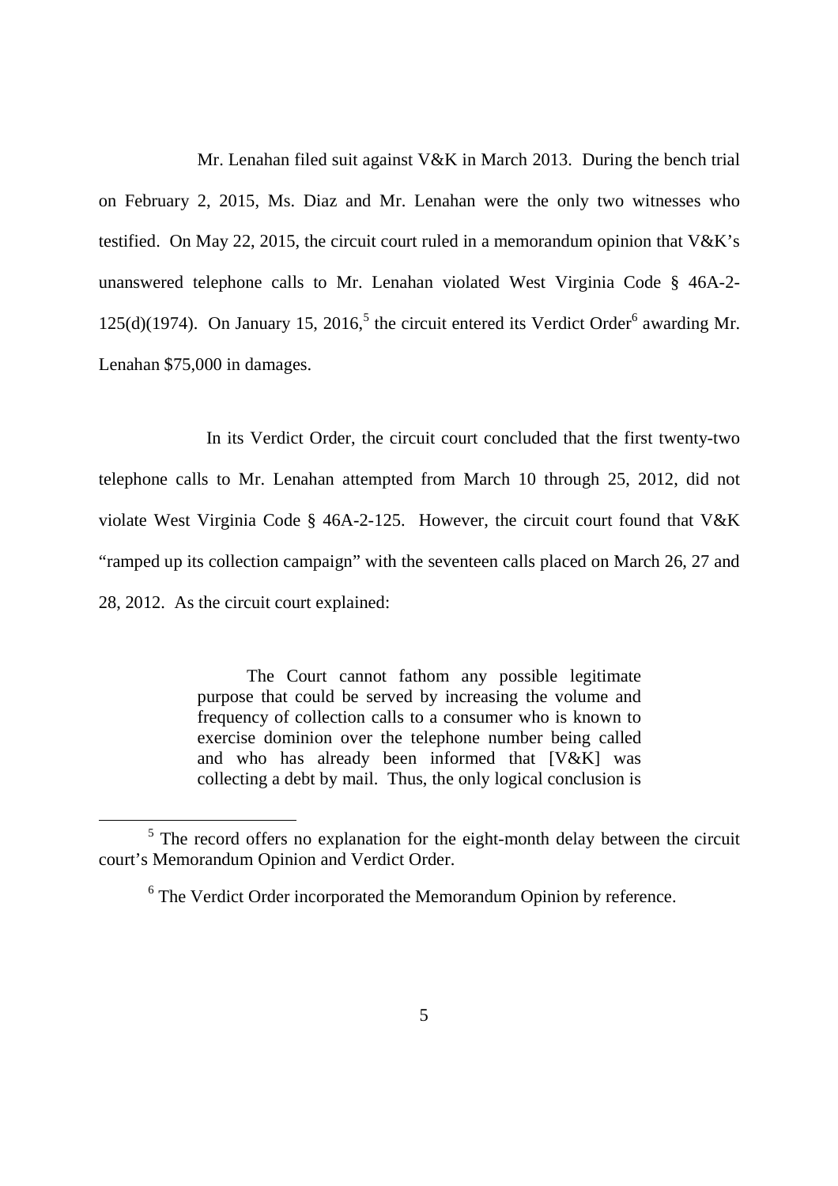Mr. Lenahan filed suit against V&K in March 2013. During the bench trial on February 2, 2015, Ms. Diaz and Mr. Lenahan were the only two witnesses who testified. On May 22, 2015, the circuit court ruled in a memorandum opinion that V&K's unanswered telephone calls to Mr. Lenahan violated West Virginia Code § 46A-2-125(d)(1974). On January 15, 2016,[5] the circuit entered its Verdict Order[6] awarding Mr. Lenahan $75,000 in damages.

In its Verdict Order, the circuit court concluded that the first twenty-two telephone calls to Mr. Lenahan attempted from March 10 through 25, 2012, did not violate West Virginia Code § 46A-2-125. However, the circuit court found that V&K "ramped up its collection campaign" with the seventeen calls placed on March 26, 27 and 28, 2012. As the circuit court explained:

> The Court cannot fathom any possible legitimate purpose that could be served by increasing the volume and frequency of collection calls to a consumer who is known to exercise dominion over the telephone number being called and who has already been informed that [V&K] was collecting a debt by mail. Thus, the only logical conclusion is

---

[5] The record offers no explanation for the eight-month delay between the circuit court's Memorandum Opinion and Verdict Order.

[6] The Verdict Order incorporated the Memorandum Opinion by reference.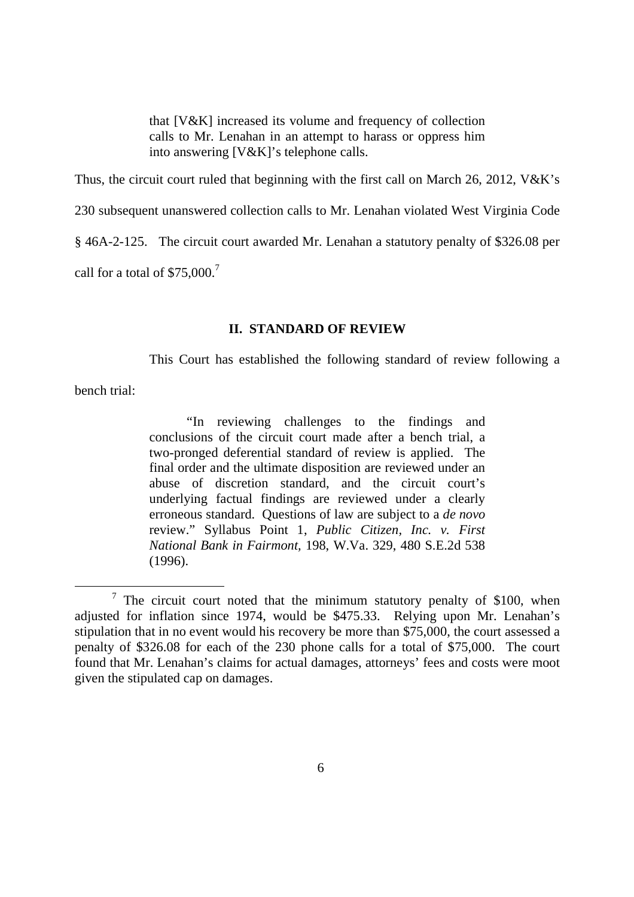> that [V&K] increased its volume and frequency of collection calls to Mr. Lenahan in an attempt to harass or oppress him into answering [V&K]'s telephone calls.

Thus, the circuit court ruled that beginning with the first call on March 26, 2012, V&K's 230 subsequent unanswered collection calls to Mr. Lenahan violated West Virginia Code § 46A-2-125. The circuit court awarded Mr. Lenahan a statutory penalty of $326.08 per call for a total of $75,000.[7]

## II. STANDARD OF REVIEW

This Court has established the following standard of review following a bench trial:

> "In reviewing challenges to the findings and conclusions of the circuit court made after a bench trial, a two-pronged deferential standard of review is applied. The final order and the ultimate disposition are reviewed under an abuse of discretion standard, and the circuit court's underlying factual findings are reviewed under a clearly erroneous standard. Questions of law are subject to a *de novo* review." Syllabus Point 1, *Public Citizen, Inc. v. First National Bank in Fairmont*, 198, W.Va. 329, 480 S.E.2d 538 (1996).

[7] The circuit court noted that the minimum statutory penalty of $100, when adjusted for inflation since 1974, would be $475.33. Relying upon Mr. Lenahan's stipulation that in no event would his recovery be more than $75,000, the court assessed a penalty of $326.08 for each of the 230 phone calls for a total of $75,000. The court found that Mr. Lenahan's claims for actual damages, attorneys' fees and costs were moot given the stipulated cap on damages.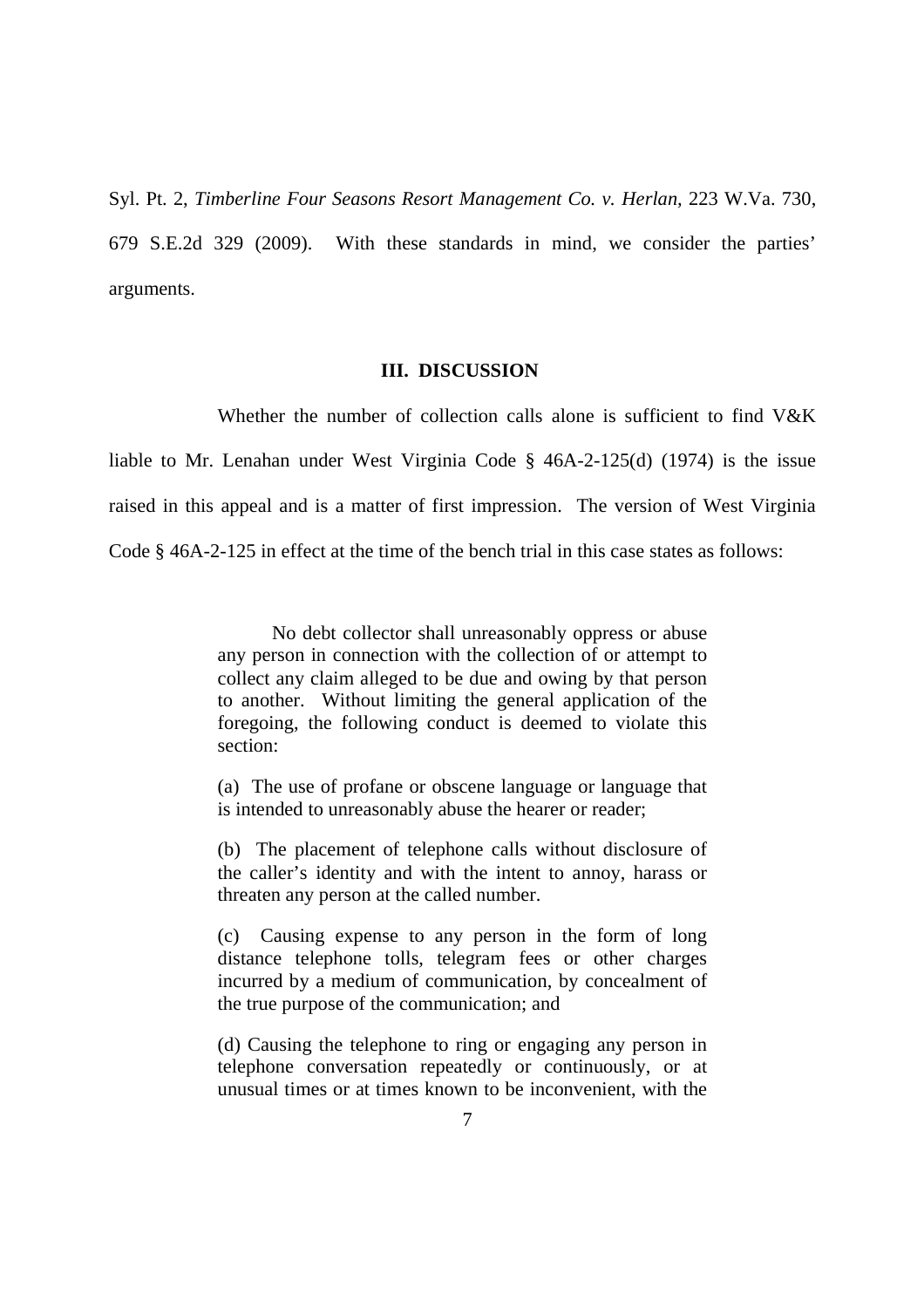Syl. Pt. 2, *Timberline Four Seasons Resort Management Co. v. Herlan,* 223 W.Va. 730, 679 S.E.2d 329 (2009). With these standards in mind, we consider the parties' arguments.

## III. DISCUSSION

Whether the number of collection calls alone is sufficient to find V&K liable to Mr. Lenahan under West Virginia Code § 46A-2-125(d) (1974) is the issue raised in this appeal and is a matter of first impression. The version of West Virginia Code § 46A-2-125 in effect at the time of the bench trial in this case states as follows:

> No debt collector shall unreasonably oppress or abuse any person in connection with the collection of or attempt to collect any claim alleged to be due and owing by that person to another. Without limiting the general application of the foregoing, the following conduct is deemed to violate this section:
>
> (a) The use of profane or obscene language or language that is intended to unreasonably abuse the hearer or reader;
>
> (b) The placement of telephone calls without disclosure of the caller's identity and with the intent to annoy, harass or threaten any person at the called number.
>
> (c) Causing expense to any person in the form of long distance telephone tolls, telegram fees or other charges incurred by a medium of communication, by concealment of the true purpose of the communication; and
>
> (d) Causing the telephone to ring or engaging any person in telephone conversation repeatedly or continuously, or at unusual times or at times known to be inconvenient, with the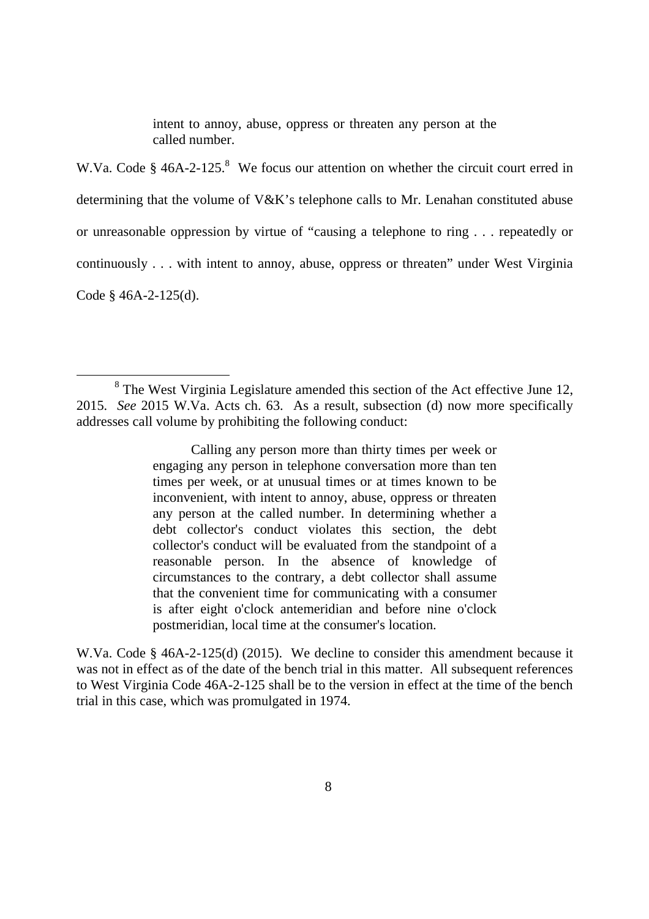> intent to annoy, abuse, oppress or threaten any person at the called number.

W.Va. Code § 46A-2-125.[8] We focus our attention on whether the circuit court erred in determining that the volume of V&K's telephone calls to Mr. Lenahan constituted abuse or unreasonable oppression by virtue of "causing a telephone to ring . . . repeatedly or continuously . . . with intent to annoy, abuse, oppress or threaten" under West Virginia Code § 46A-2-125(d).

---

[8] The West Virginia Legislature amended this section of the Act effective June 12, 2015. *See* 2015 W.Va. Acts ch. 63. As a result, subsection (d) now more specifically addresses call volume by prohibiting the following conduct:

> Calling any person more than thirty times per week or engaging any person in telephone conversation more than ten times per week, or at unusual times or at times known to be inconvenient, with intent to annoy, abuse, oppress or threaten any person at the called number. In determining whether a debt collector's conduct violates this section, the debt collector's conduct will be evaluated from the standpoint of a reasonable person. In the absence of knowledge of circumstances to the contrary, a debt collector shall assume that the convenient time for communicating with a consumer is after eight o'clock antemeridian and before nine o'clock postmeridian, local time at the consumer's location.

W.Va. Code § 46A-2-125(d) (2015). We decline to consider this amendment because it was not in effect as of the date of the bench trial in this matter. All subsequent references to West Virginia Code 46A-2-125 shall be to the version in effect at the time of the bench trial in this case, which was promulgated in 1974.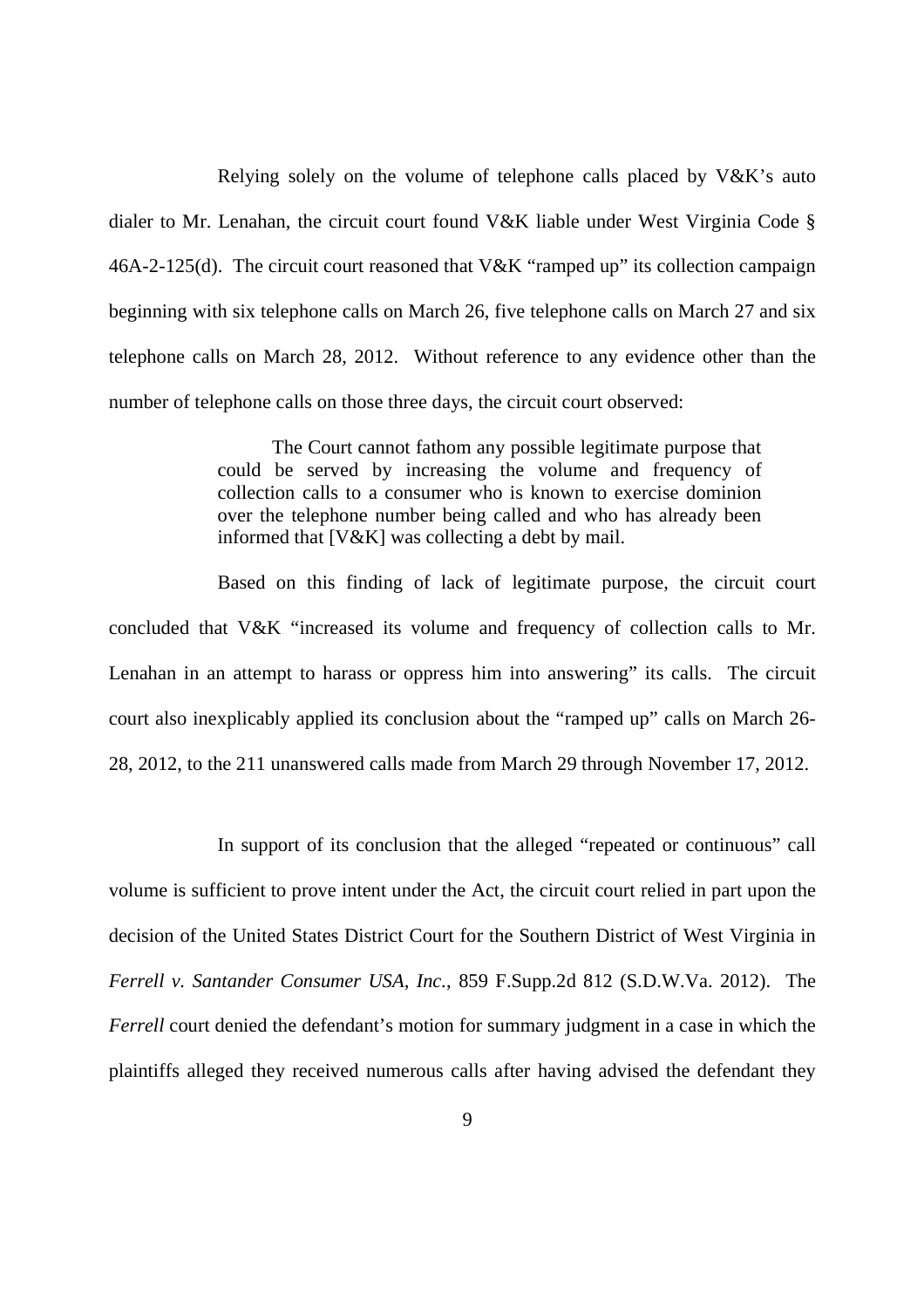Relying solely on the volume of telephone calls placed by V&K's auto dialer to Mr. Lenahan, the circuit court found V&K liable under West Virginia Code § 46A-2-125(d). The circuit court reasoned that V&K "ramped up" its collection campaign beginning with six telephone calls on March 26, five telephone calls on March 27 and six telephone calls on March 28, 2012. Without reference to any evidence other than the number of telephone calls on those three days, the circuit court observed:

> The Court cannot fathom any possible legitimate purpose that could be served by increasing the volume and frequency of collection calls to a consumer who is known to exercise dominion over the telephone number being called and who has already been informed that [V&K] was collecting a debt by mail.

Based on this finding of lack of legitimate purpose, the circuit court concluded that V&K "increased its volume and frequency of collection calls to Mr. Lenahan in an attempt to harass or oppress him into answering" its calls. The circuit court also inexplicably applied its conclusion about the "ramped up" calls on March 26-28, 2012, to the 211 unanswered calls made from March 29 through November 17, 2012.

In support of its conclusion that the alleged "repeated or continuous" call volume is sufficient to prove intent under the Act, the circuit court relied in part upon the decision of the United States District Court for the Southern District of West Virginia in *Ferrell v. Santander Consumer USA, Inc.*, 859 F.Supp.2d 812 (S.D.W.Va. 2012). The *Ferrell* court denied the defendant's motion for summary judgment in a case in which the plaintiffs alleged they received numerous calls after having advised the defendant they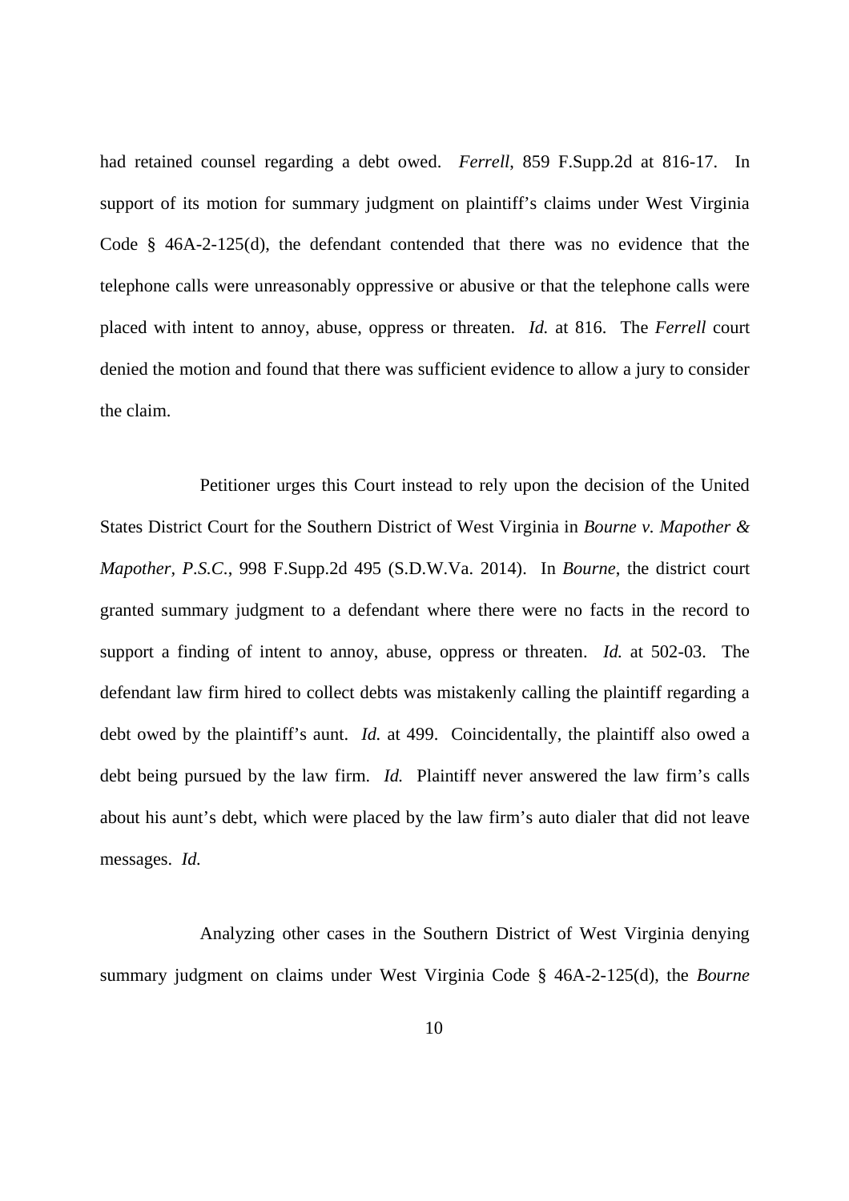had retained counsel regarding a debt owed. *Ferrell*, 859 F.Supp.2d at 816-17. In support of its motion for summary judgment on plaintiff's claims under West Virginia Code § 46A-2-125(d), the defendant contended that there was no evidence that the telephone calls were unreasonably oppressive or abusive or that the telephone calls were placed with intent to annoy, abuse, oppress or threaten. *Id.* at 816. The *Ferrell* court denied the motion and found that there was sufficient evidence to allow a jury to consider the claim.

Petitioner urges this Court instead to rely upon the decision of the United States District Court for the Southern District of West Virginia in *Bourne v. Mapother & Mapother, P.S.C.*, 998 F.Supp.2d 495 (S.D.W.Va. 2014). In *Bourne*, the district court granted summary judgment to a defendant where there were no facts in the record to support a finding of intent to annoy, abuse, oppress or threaten. *Id.* at 502-03. The defendant law firm hired to collect debts was mistakenly calling the plaintiff regarding a debt owed by the plaintiff's aunt. *Id.* at 499. Coincidentally, the plaintiff also owed a debt being pursued by the law firm. *Id.* Plaintiff never answered the law firm's calls about his aunt's debt, which were placed by the law firm's auto dialer that did not leave messages. *Id.*

Analyzing other cases in the Southern District of West Virginia denying summary judgment on claims under West Virginia Code § 46A-2-125(d), the *Bourne*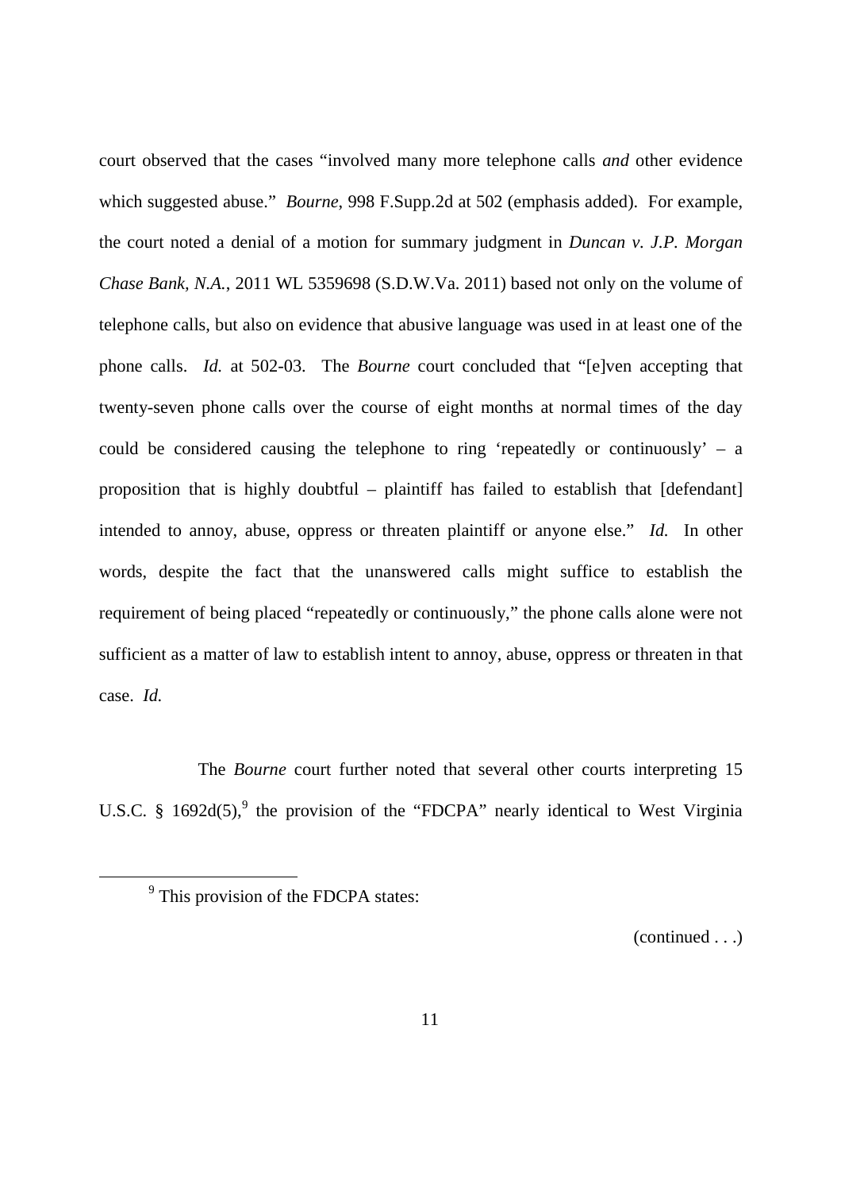court observed that the cases "involved many more telephone calls *and* other evidence which suggested abuse." *Bourne*, 998 F.Supp.2d at 502 (emphasis added). For example, the court noted a denial of a motion for summary judgment in *Duncan v. J.P. Morgan Chase Bank, N.A.*, 2011 WL 5359698 (S.D.W.Va. 2011) based not only on the volume of telephone calls, but also on evidence that abusive language was used in at least one of the phone calls. *Id.* at 502-03. The *Bourne* court concluded that "[e]ven accepting that twenty-seven phone calls over the course of eight months at normal times of the day could be considered causing the telephone to ring 'repeatedly or continuously' – a proposition that is highly doubtful – plaintiff has failed to establish that [defendant] intended to annoy, abuse, oppress or threaten plaintiff or anyone else." *Id.* In other words, despite the fact that the unanswered calls might suffice to establish the requirement of being placed "repeatedly or continuously," the phone calls alone were not sufficient as a matter of law to establish intent to annoy, abuse, oppress or threaten in that case. *Id.*

The *Bourne* court further noted that several other courts interpreting 15 U.S.C. § 1692d(5),[9] the provision of the "FDCPA" nearly identical to West Virginia

---

[9] This provision of the FDCPA states:

(continued . . .)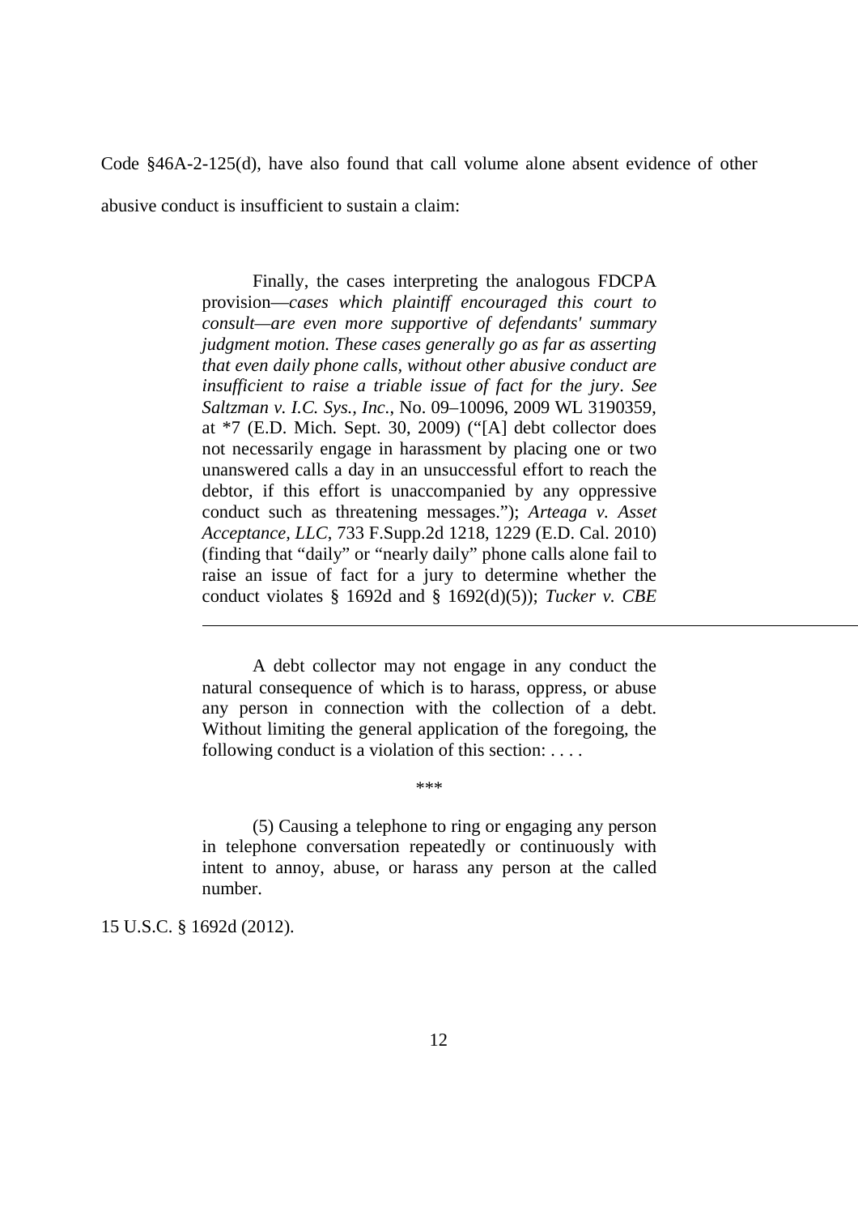Code §46A-2-125(d), have also found that call volume alone absent evidence of other abusive conduct is insufficient to sustain a claim:

> Finally, the cases interpreting the analogous FDCPA provision—*cases which plaintiff encouraged this court to consult—are even more supportive of defendants' summary judgment motion. These cases generally go as far as asserting that even daily phone calls, without other abusive conduct are insufficient to raise a triable issue of fact for the jury*. *See Saltzman v. I.C. Sys., Inc.*, No. 09–10096, 2009 WL 3190359, at *7 (E.D. Mich. Sept. 30, 2009) ("[A] debt collector does not necessarily engage in harassment by placing one or two unanswered calls a day in an unsuccessful effort to reach the debtor, if this effort is unaccompanied by any oppressive conduct such as threatening messages."); *Arteaga v. Asset Acceptance, LLC*, 733 F.Supp.2d 1218, 1229 (E.D. Cal. 2010) (finding that "daily" or "nearly daily" phone calls alone fail to raise an issue of fact for a jury to determine whether the conduct violates § 1692d and § 1692(d)(5)); *Tucker v. CBE*

---

> A debt collector may not engage in any conduct the natural consequence of which is to harass, oppress, or abuse any person in connection with the collection of a debt. Without limiting the general application of the foregoing, the following conduct is a violation of this section: . . . .
>
> \*\*\*
>
> (5) Causing a telephone to ring or engaging any person in telephone conversation repeatedly or continuously with intent to annoy, abuse, or harass any person at the called number.

15 U.S.C. § 1692d (2012).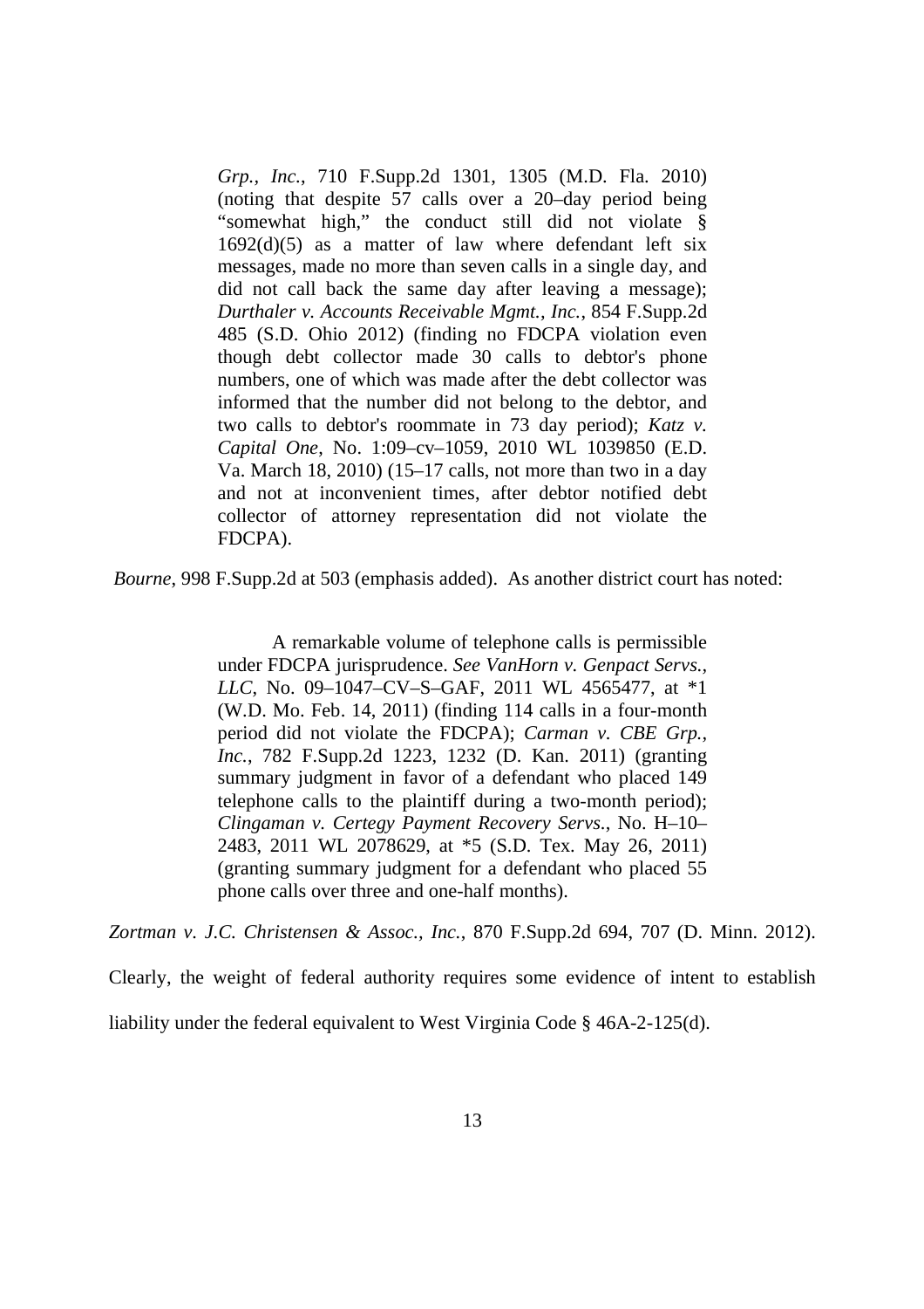> *Grp., Inc.*, 710 F.Supp.2d 1301, 1305 (M.D. Fla. 2010) (noting that despite 57 calls over a 20–day period being "somewhat high," the conduct still did not violate § 1692(d)(5) as a matter of law where defendant left six messages, made no more than seven calls in a single day, and did not call back the same day after leaving a message); *Durthaler v. Accounts Receivable Mgmt., Inc.*, 854 F.Supp.2d 485 (S.D. Ohio 2012) (finding no FDCPA violation even though debt collector made 30 calls to debtor's phone numbers, one of which was made after the debt collector was informed that the number did not belong to the debtor, and two calls to debtor's roommate in 73 day period); *Katz v. Capital One*, No. 1:09–cv–1059, 2010 WL 1039850 (E.D. Va. March 18, 2010) (15–17 calls, not more than two in a day and not at inconvenient times, after debtor notified debt collector of attorney representation did not violate the FDCPA).

*Bourne*, 998 F.Supp.2d at 503 (emphasis added). As another district court has noted:

> A remarkable volume of telephone calls is permissible under FDCPA jurisprudence. *See VanHorn v. Genpact Servs., LLC*, No. 09–1047–CV–S–GAF, 2011 WL 4565477, at *1 (W.D. Mo. Feb. 14, 2011) (finding 114 calls in a four-month period did not violate the FDCPA); *Carman v. CBE Grp., Inc.*, 782 F.Supp.2d 1223, 1232 (D. Kan. 2011) (granting summary judgment in favor of a defendant who placed 149 telephone calls to the plaintiff during a two-month period); *Clingaman v. Certegy Payment Recovery Servs.*, No. H–10–2483, 2011 WL 2078629, at *5 (S.D. Tex. May 26, 2011) (granting summary judgment for a defendant who placed 55 phone calls over three and one-half months).

*Zortman v. J.C. Christensen & Assoc., Inc.*, 870 F.Supp.2d 694, 707 (D. Minn. 2012). Clearly, the weight of federal authority requires some evidence of intent to establish liability under the federal equivalent to West Virginia Code § 46A-2-125(d).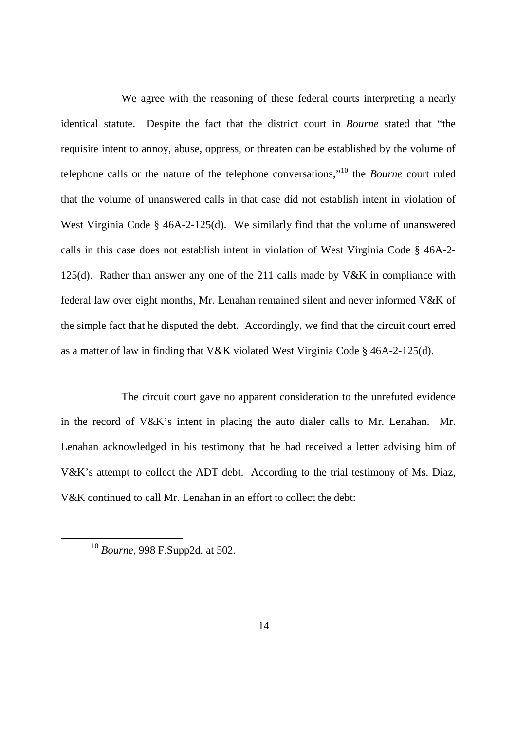We agree with the reasoning of these federal courts interpreting a nearly identical statute. Despite the fact that the district court in *Bourne* stated that "the requisite intent to annoy, abuse, oppress, or threaten can be established by the volume of telephone calls or the nature of the telephone conversations,"[10] the *Bourne* court ruled that the volume of unanswered calls in that case did not establish intent in violation of West Virginia Code § 46A-2-125(d). We similarly find that the volume of unanswered calls in this case does not establish intent in violation of West Virginia Code § 46A-2-125(d). Rather than answer any one of the 211 calls made by V&K in compliance with federal law over eight months, Mr. Lenahan remained silent and never informed V&K of the simple fact that he disputed the debt. Accordingly, we find that the circuit court erred as a matter of law in finding that V&K violated West Virginia Code § 46A-2-125(d).

The circuit court gave no apparent consideration to the unrefuted evidence in the record of V&K's intent in placing the auto dialer calls to Mr. Lenahan. Mr. Lenahan acknowledged in his testimony that he had received a letter advising him of V&K's attempt to collect the ADT debt. According to the trial testimony of Ms. Diaz, V&K continued to call Mr. Lenahan in an effort to collect the debt:

[10] *Bourne*, 998 F.Supp2d. at 502.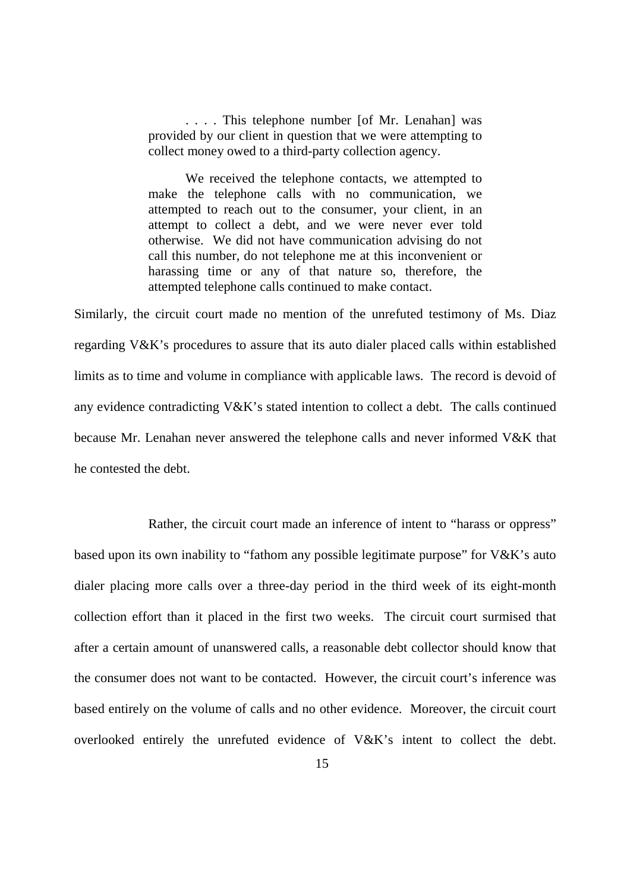> . . . . This telephone number [of Mr. Lenahan] was provided by our client in question that we were attempting to collect money owed to a third-party collection agency.
>
> We received the telephone contacts, we attempted to make the telephone calls with no communication, we attempted to reach out to the consumer, your client, in an attempt to collect a debt, and we were never ever told otherwise. We did not have communication advising do not call this number, do not telephone me at this inconvenient or harassing time or any of that nature so, therefore, the attempted telephone calls continued to make contact.

Similarly, the circuit court made no mention of the unrefuted testimony of Ms. Diaz regarding V&K's procedures to assure that its auto dialer placed calls within established limits as to time and volume in compliance with applicable laws. The record is devoid of any evidence contradicting V&K's stated intention to collect a debt. The calls continued because Mr. Lenahan never answered the telephone calls and never informed V&K that he contested the debt.

Rather, the circuit court made an inference of intent to "harass or oppress" based upon its own inability to "fathom any possible legitimate purpose" for V&K's auto dialer placing more calls over a three-day period in the third week of its eight-month collection effort than it placed in the first two weeks. The circuit court surmised that after a certain amount of unanswered calls, a reasonable debt collector should know that the consumer does not want to be contacted. However, the circuit court's inference was based entirely on the volume of calls and no other evidence. Moreover, the circuit court overlooked entirely the unrefuted evidence of V&K's intent to collect the debt.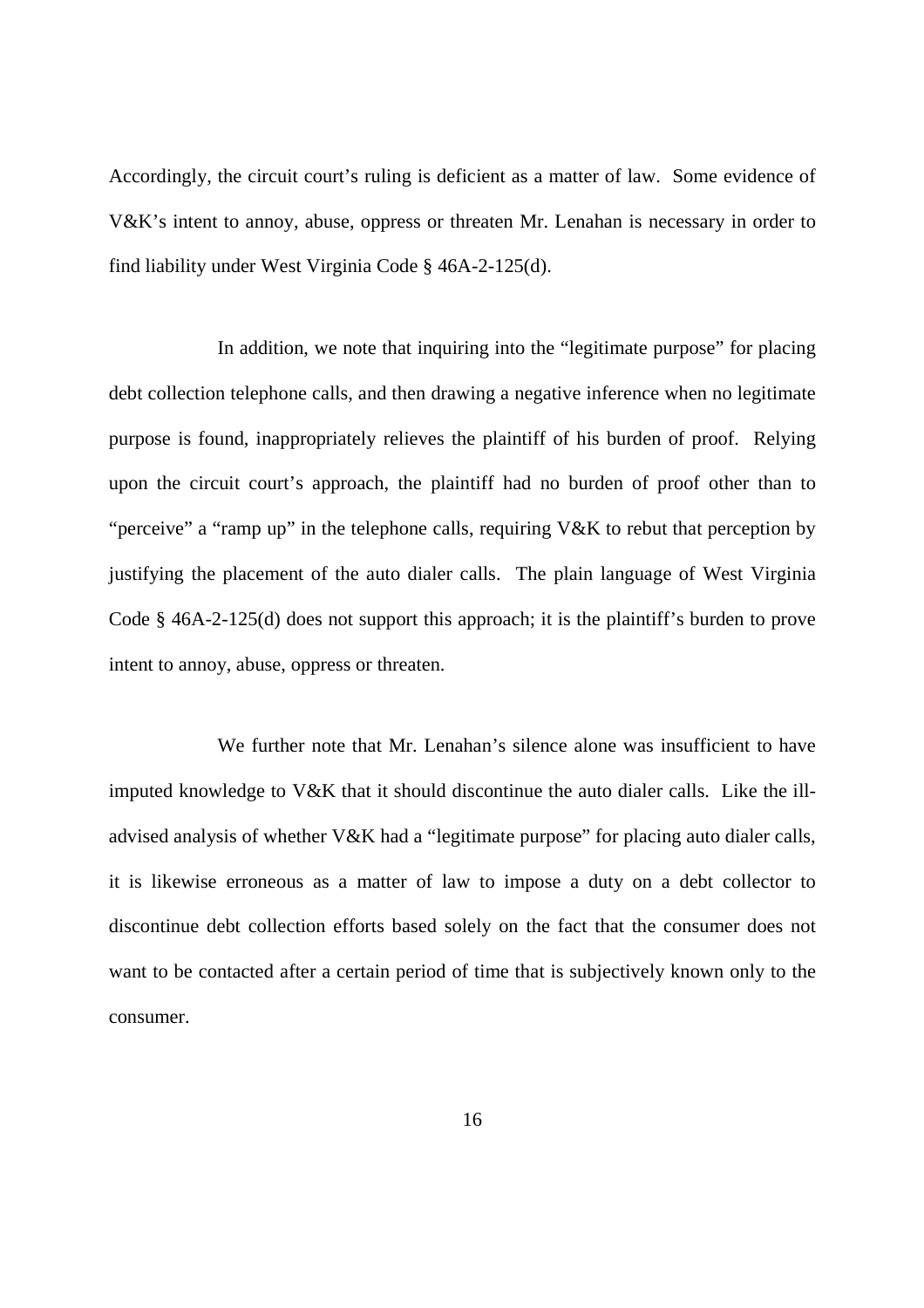Accordingly, the circuit court's ruling is deficient as a matter of law. Some evidence of V&K's intent to annoy, abuse, oppress or threaten Mr. Lenahan is necessary in order to find liability under West Virginia Code § 46A-2-125(d).

In addition, we note that inquiring into the "legitimate purpose" for placing debt collection telephone calls, and then drawing a negative inference when no legitimate purpose is found, inappropriately relieves the plaintiff of his burden of proof. Relying upon the circuit court's approach, the plaintiff had no burden of proof other than to "perceive" a "ramp up" in the telephone calls, requiring V&K to rebut that perception by justifying the placement of the auto dialer calls. The plain language of West Virginia Code § 46A-2-125(d) does not support this approach; it is the plaintiff's burden to prove intent to annoy, abuse, oppress or threaten.

We further note that Mr. Lenahan's silence alone was insufficient to have imputed knowledge to V&K that it should discontinue the auto dialer calls. Like the ill-advised analysis of whether V&K had a "legitimate purpose" for placing auto dialer calls, it is likewise erroneous as a matter of law to impose a duty on a debt collector to discontinue debt collection efforts based solely on the fact that the consumer does not want to be contacted after a certain period of time that is subjectively known only to the consumer.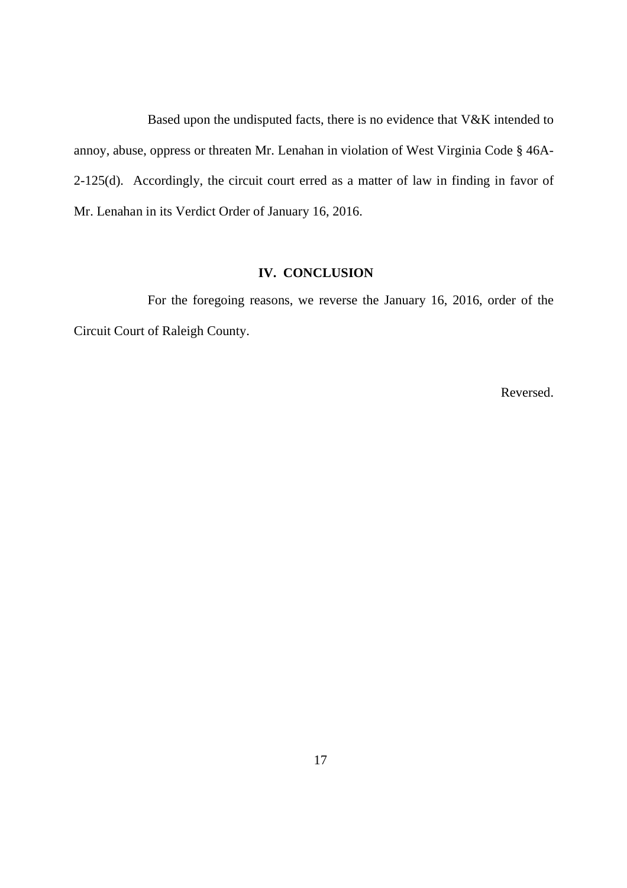Based upon the undisputed facts, there is no evidence that V&K intended to annoy, abuse, oppress or threaten Mr. Lenahan in violation of West Virginia Code § 46A-2-125(d). Accordingly, the circuit court erred as a matter of law in finding in favor of Mr. Lenahan in its Verdict Order of January 16, 2016.

## IV. CONCLUSION

For the foregoing reasons, we reverse the January 16, 2016, order of the Circuit Court of Raleigh County.

Reversed.